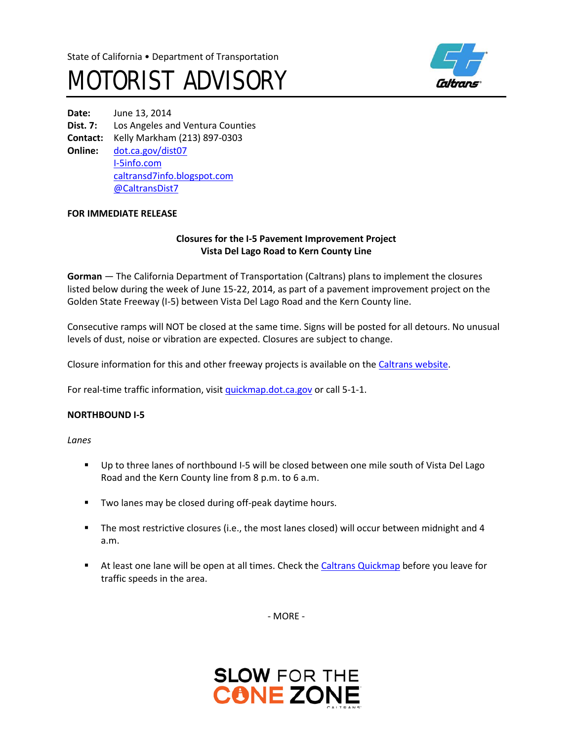State of California • Department of Transportation

# MOTORIST ADVISORY

**Date:** June 13, 2014
**Dist. 7:** Los Angeles and Ventura Counties
**Contact:** Kelly Markham (213) 897-0303
**Online:** dot.ca.gov/dist07
I-5info.com
caltransd7info.blogspot.com
@CaltransDist7

**FOR IMMEDIATE RELEASE**

**Closures for the I-5 Pavement Improvement Project**
**Vista Del Lago Road to Kern County Line**

**Gorman** — The California Department of Transportation (Caltrans) plans to implement the closures listed below during the week of June 15-22, 2014, as part of a pavement improvement project on the Golden State Freeway (I-5) between Vista Del Lago Road and the Kern County line.

Consecutive ramps will NOT be closed at the same time. Signs will be posted for all detours. No unusual levels of dust, noise or vibration are expected. Closures are subject to change.

Closure information for this and other freeway projects is available on the Caltrans website.

For real-time traffic information, visit quickmap.dot.ca.gov or call 5-1-1.

**NORTHBOUND I-5**

*Lanes*

- Up to three lanes of northbound I-5 will be closed between one mile south of Vista Del Lago Road and the Kern County line from 8 p.m. to 6 a.m.
- Two lanes may be closed during off-peak daytime hours.
- The most restrictive closures (i.e., the most lanes closed) will occur between midnight and 4 a.m.
- At least one lane will be open at all times. Check the Caltrans Quickmap before you leave for traffic speeds in the area.

- MORE -

SLOW FOR THE CONE ZONE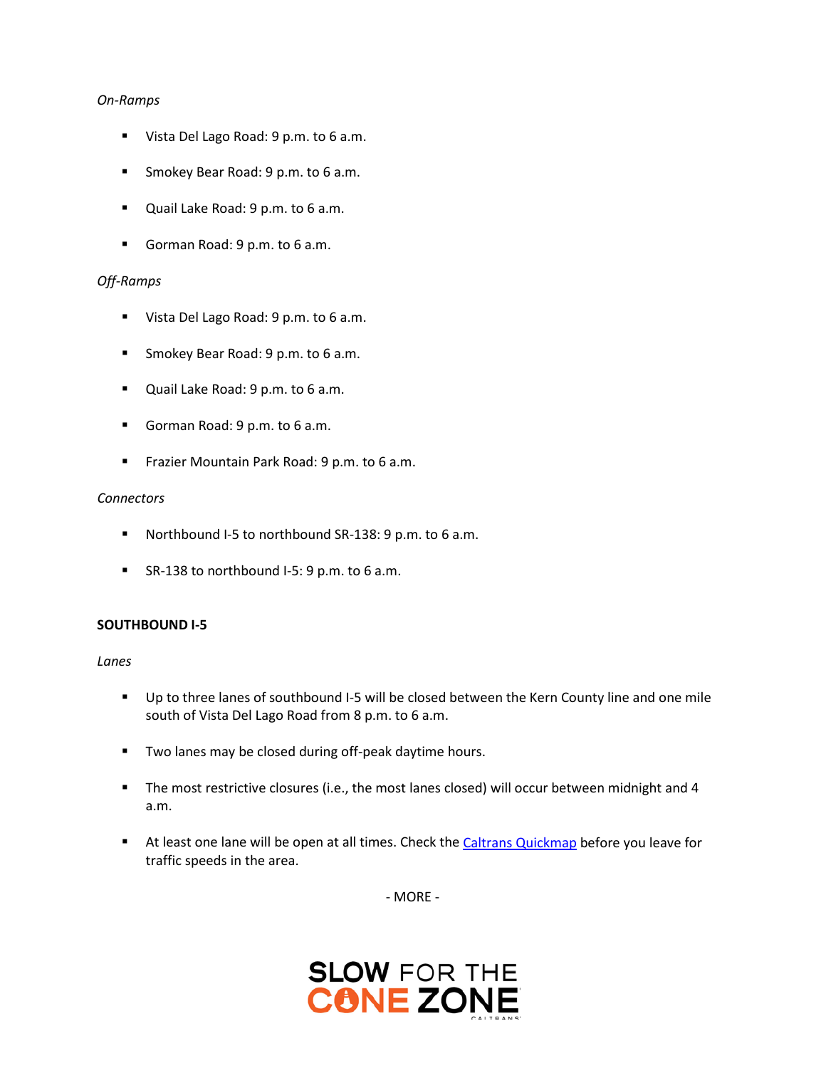*On-Ramps*

- Vista Del Lago Road: 9 p.m. to 6 a.m.
- Smokey Bear Road: 9 p.m. to 6 a.m.
- Quail Lake Road: 9 p.m. to 6 a.m.
- Gorman Road: 9 p.m. to 6 a.m.

*Off-Ramps*

- Vista Del Lago Road: 9 p.m. to 6 a.m.
- Smokey Bear Road: 9 p.m. to 6 a.m.
- Quail Lake Road: 9 p.m. to 6 a.m.
- Gorman Road: 9 p.m. to 6 a.m.
- Frazier Mountain Park Road: 9 p.m. to 6 a.m.

*Connectors*

- Northbound I-5 to northbound SR-138: 9 p.m. to 6 a.m.
- SR-138 to northbound I-5: 9 p.m. to 6 a.m.

**SOUTHBOUND I-5**

*Lanes*

- Up to three lanes of southbound I-5 will be closed between the Kern County line and one mile south of Vista Del Lago Road from 8 p.m. to 6 a.m.
- Two lanes may be closed during off-peak daytime hours.
- The most restrictive closures (i.e., the most lanes closed) will occur between midnight and 4 a.m.
- At least one lane will be open at all times. Check the [Caltrans Quickmap]() before you leave for traffic speeds in the area.

- MORE -

SLOW FOR THE CONE ZONE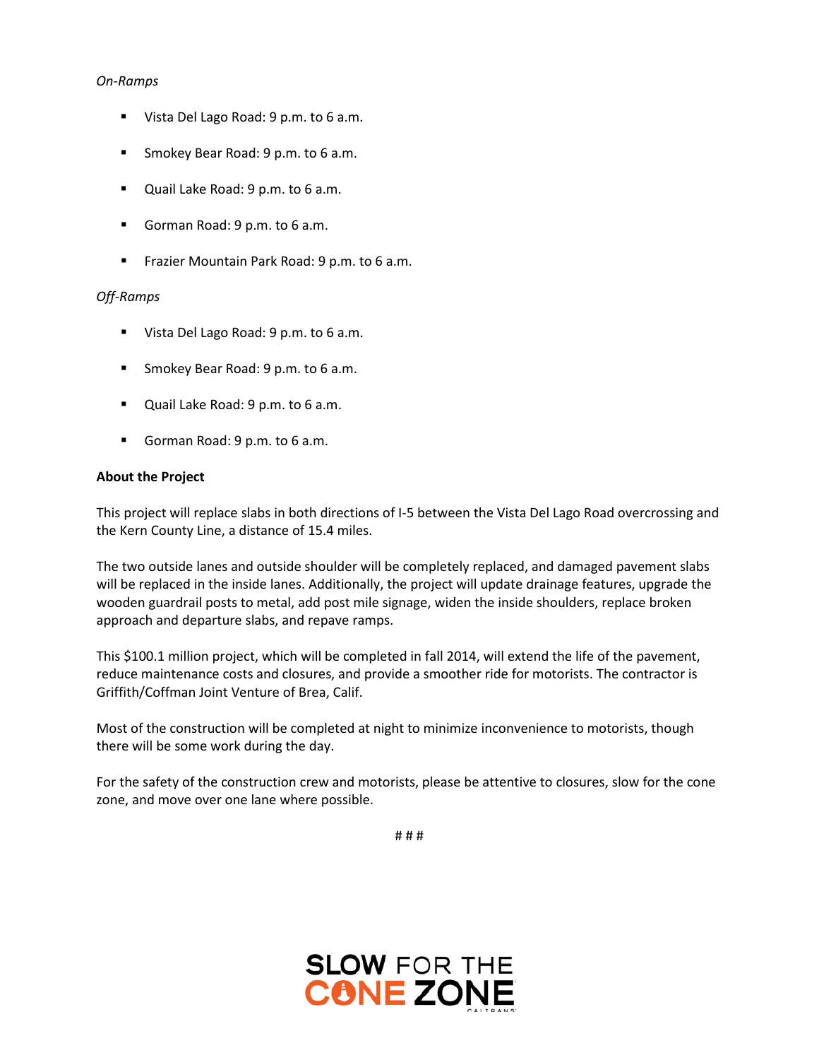*On-Ramps*

- Vista Del Lago Road: 9 p.m. to 6 a.m.
- Smokey Bear Road: 9 p.m. to 6 a.m.
- Quail Lake Road: 9 p.m. to 6 a.m.
- Gorman Road: 9 p.m. to 6 a.m.
- Frazier Mountain Park Road: 9 p.m. to 6 a.m.

*Off-Ramps*

- Vista Del Lago Road: 9 p.m. to 6 a.m.
- Smokey Bear Road: 9 p.m. to 6 a.m.
- Quail Lake Road: 9 p.m. to 6 a.m.
- Gorman Road: 9 p.m. to 6 a.m.

**About the Project**

This project will replace slabs in both directions of I-5 between the Vista Del Lago Road overcrossing and the Kern County Line, a distance of 15.4 miles.

The two outside lanes and outside shoulder will be completely replaced, and damaged pavement slabs will be replaced in the inside lanes. Additionally, the project will update drainage features, upgrade the wooden guardrail posts to metal, add post mile signage, widen the inside shoulders, replace broken approach and departure slabs, and repave ramps.

This $100.1 million project, which will be completed in fall 2014, will extend the life of the pavement, reduce maintenance costs and closures, and provide a smoother ride for motorists. The contractor is Griffith/Coffman Joint Venture of Brea, Calif.

Most of the construction will be completed at night to minimize inconvenience to motorists, though there will be some work during the day.

For the safety of the construction crew and motorists, please be attentive to closures, slow for the cone zone, and move over one lane where possible.

# # #

SLOW FOR THE CONE ZONE

CALTRANS